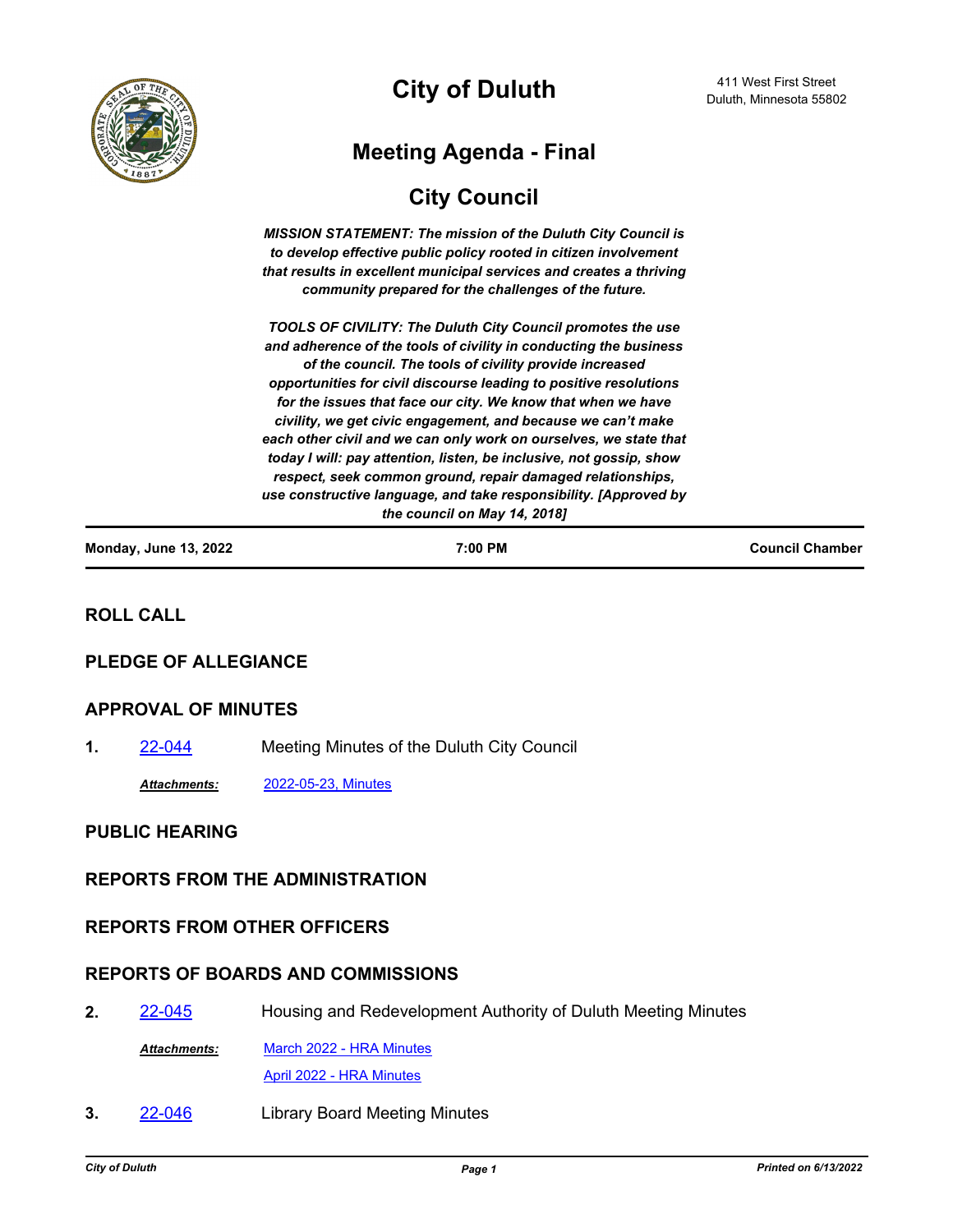# City of Duluth

411 West First Street
Duluth, Minnesota 55802

## Meeting Agenda - Final

## City Council

***MISSION STATEMENT: The mission of the Duluth City Council is to develop effective public policy rooted in citizen involvement that results in excellent municipal services and creates a thriving community prepared for the challenges of the future.***

***TOOLS OF CIVILITY: The Duluth City Council promotes the use and adherence of the tools of civility in conducting the business of the council. The tools of civility provide increased opportunities for civil discourse leading to positive resolutions for the issues that face our city. We know that when we have civility, we get civic engagement, and because we can't make each other civil and we can only work on ourselves, we state that today I will: pay attention, listen, be inclusive, not gossip, show respect, seek common ground, repair damaged relationships, use constructive language, and take responsibility. [Approved by the council on May 14, 2018]***

**Monday, June 13, 2022** | **7:00 PM** | **Council Chamber**

### ROLL CALL

### PLEDGE OF ALLEGIANCE

### APPROVAL OF MINUTES

**1.** 22-044 Meeting Minutes of the Duluth City Council

***Attachments:*** 2022-05-23, Minutes

### PUBLIC HEARING

### REPORTS FROM THE ADMINISTRATION

### REPORTS FROM OTHER OFFICERS

### REPORTS OF BOARDS AND COMMISSIONS

**2.** 22-045 Housing and Redevelopment Authority of Duluth Meeting Minutes

***Attachments:*** March 2022 - HRA Minutes
April 2022 - HRA Minutes

**3.** 22-046 Library Board Meeting Minutes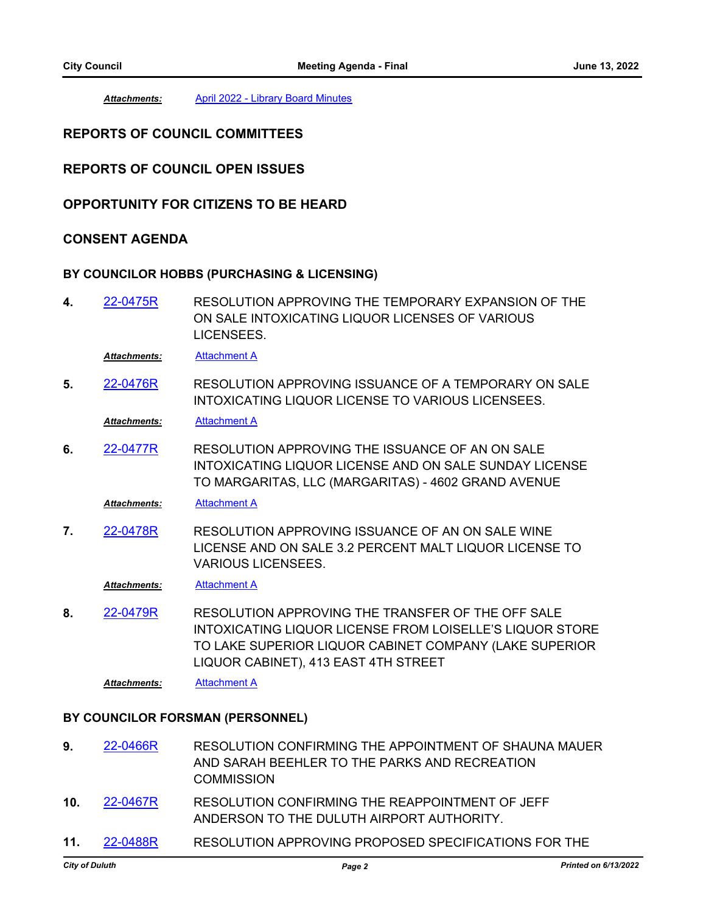***Attachments:*** April 2022 - Library Board Minutes

## REPORTS OF COUNCIL COMMITTEES

## REPORTS OF COUNCIL OPEN ISSUES

## OPPORTUNITY FOR CITIZENS TO BE HEARD

## CONSENT AGENDA

### BY COUNCILOR HOBBS (PURCHASING & LICENSING)

**4.** 22-0475R RESOLUTION APPROVING THE TEMPORARY EXPANSION OF THE ON SALE INTOXICATING LIQUOR LICENSES OF VARIOUS LICENSEES.

***Attachments:*** Attachment A

**5.** 22-0476R RESOLUTION APPROVING ISSUANCE OF A TEMPORARY ON SALE INTOXICATING LIQUOR LICENSE TO VARIOUS LICENSEES.

***Attachments:*** Attachment A

**6.** 22-0477R RESOLUTION APPROVING THE ISSUANCE OF AN ON SALE INTOXICATING LIQUOR LICENSE AND ON SALE SUNDAY LICENSE TO MARGARITAS, LLC (MARGARITAS) - 4602 GRAND AVENUE

***Attachments:*** Attachment A

**7.** 22-0478R RESOLUTION APPROVING ISSUANCE OF AN ON SALE WINE LICENSE AND ON SALE 3.2 PERCENT MALT LIQUOR LICENSE TO VARIOUS LICENSEES.

***Attachments:*** Attachment A

**8.** 22-0479R RESOLUTION APPROVING THE TRANSFER OF THE OFF SALE INTOXICATING LIQUOR LICENSE FROM LOISELLE'S LIQUOR STORE TO LAKE SUPERIOR LIQUOR CABINET COMPANY (LAKE SUPERIOR LIQUOR CABINET), 413 EAST 4TH STREET

***Attachments:*** Attachment A

### BY COUNCILOR FORSMAN (PERSONNEL)

**9.** 22-0466R RESOLUTION CONFIRMING THE APPOINTMENT OF SHAUNA MAUER AND SARAH BEEHLER TO THE PARKS AND RECREATION COMMISSION

**10.** 22-0467R RESOLUTION CONFIRMING THE REAPPOINTMENT OF JEFF ANDERSON TO THE DULUTH AIRPORT AUTHORITY.

**11.** 22-0488R RESOLUTION APPROVING PROPOSED SPECIFICATIONS FOR THE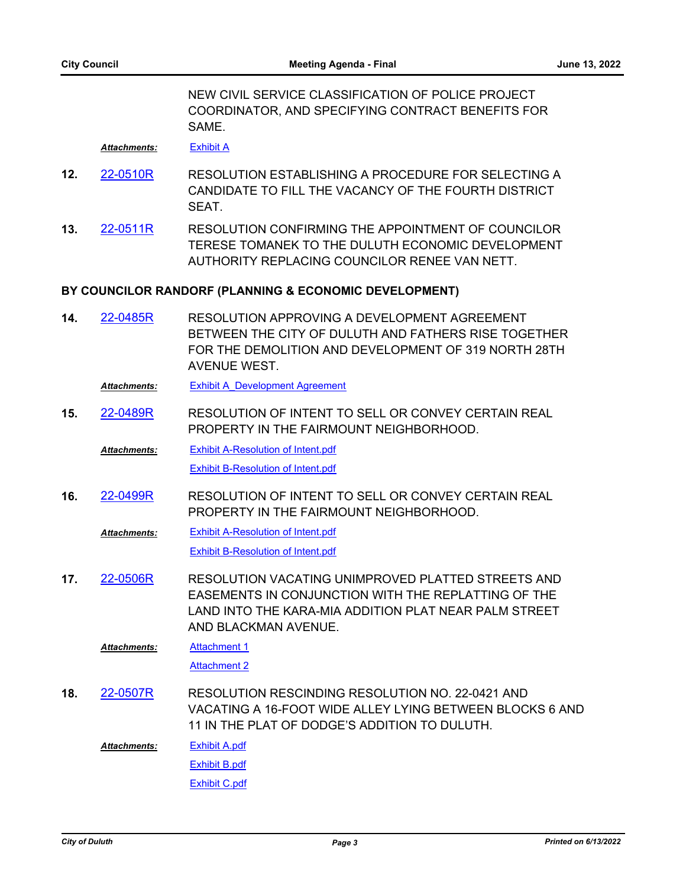NEW CIVIL SERVICE CLASSIFICATION OF POLICE PROJECT COORDINATOR, AND SPECIFYING CONTRACT BENEFITS FOR SAME.

***Attachments:*** Exhibit A

**12.** 22-0510R RESOLUTION ESTABLISHING A PROCEDURE FOR SELECTING A CANDIDATE TO FILL THE VACANCY OF THE FOURTH DISTRICT SEAT.

**13.** 22-0511R RESOLUTION CONFIRMING THE APPOINTMENT OF COUNCILOR TERESE TOMANEK TO THE DULUTH ECONOMIC DEVELOPMENT AUTHORITY REPLACING COUNCILOR RENEE VAN NETT.

**BY COUNCILOR RANDORF (PLANNING & ECONOMIC DEVELOPMENT)**

**14.** 22-0485R RESOLUTION APPROVING A DEVELOPMENT AGREEMENT BETWEEN THE CITY OF DULUTH AND FATHERS RISE TOGETHER FOR THE DEMOLITION AND DEVELOPMENT OF 319 NORTH 28TH AVENUE WEST.

***Attachments:*** Exhibit A_Development Agreement

**15.** 22-0489R RESOLUTION OF INTENT TO SELL OR CONVEY CERTAIN REAL PROPERTY IN THE FAIRMOUNT NEIGHBORHOOD.

***Attachments:*** Exhibit A-Resolution of Intent.pdf
Exhibit B-Resolution of Intent.pdf

**16.** 22-0499R RESOLUTION OF INTENT TO SELL OR CONVEY CERTAIN REAL PROPERTY IN THE FAIRMOUNT NEIGHBORHOOD.

***Attachments:*** Exhibit A-Resolution of Intent.pdf
Exhibit B-Resolution of Intent.pdf

**17.** 22-0506R RESOLUTION VACATING UNIMPROVED PLATTED STREETS AND EASEMENTS IN CONJUNCTION WITH THE REPLATTING OF THE LAND INTO THE KARA-MIA ADDITION PLAT NEAR PALM STREET AND BLACKMAN AVENUE.

***Attachments:*** Attachment 1
Attachment 2

**18.** 22-0507R RESOLUTION RESCINDING RESOLUTION NO. 22-0421 AND VACATING A 16-FOOT WIDE ALLEY LYING BETWEEN BLOCKS 6 AND 11 IN THE PLAT OF DODGE'S ADDITION TO DULUTH.

***Attachments:*** Exhibit A.pdf
Exhibit B.pdf
Exhibit C.pdf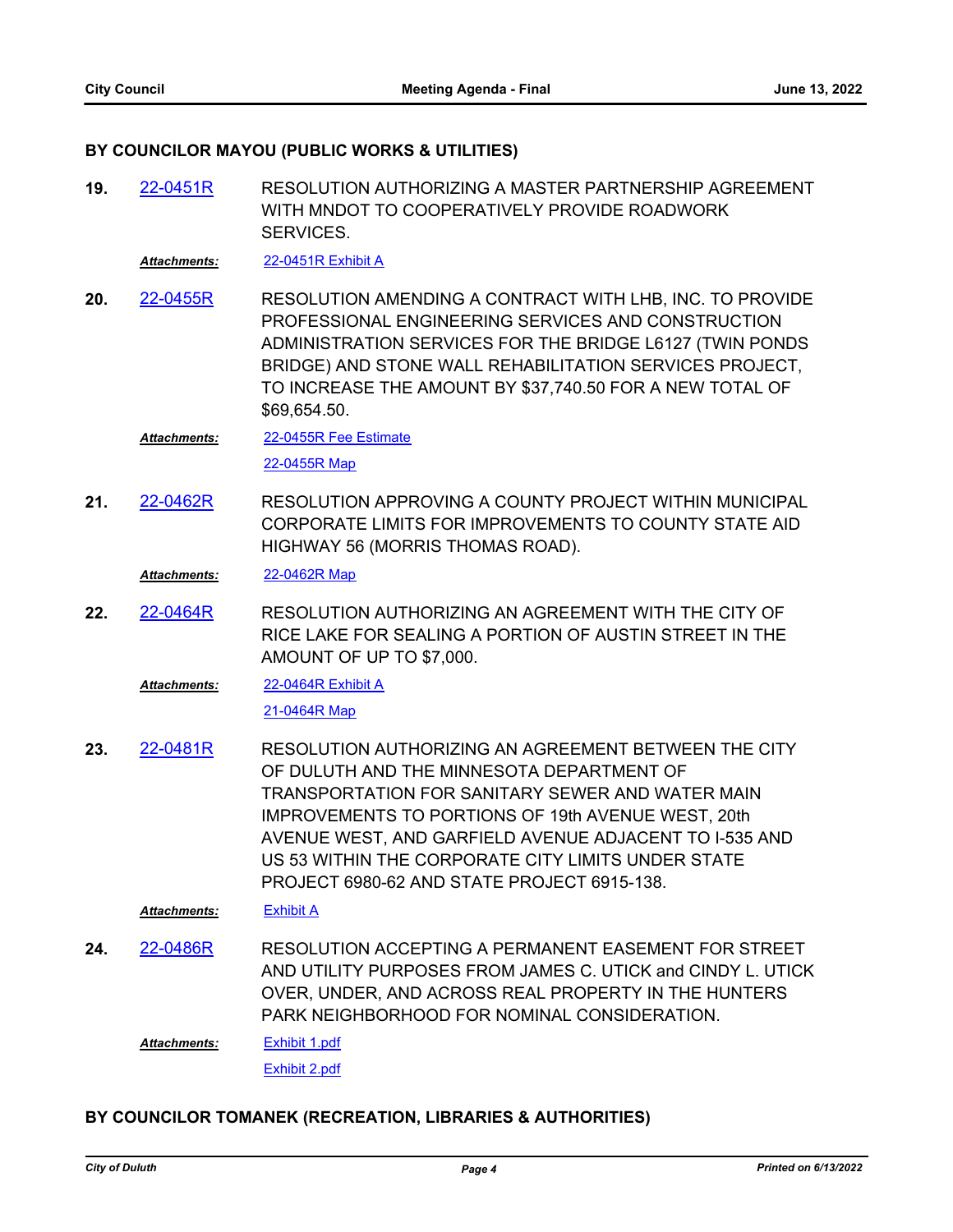**BY COUNCILOR MAYOU (PUBLIC WORKS & UTILITIES)**

**19.** 22-0451R RESOLUTION AUTHORIZING A MASTER PARTNERSHIP AGREEMENT WITH MNDOT TO COOPERATIVELY PROVIDE ROADWORK SERVICES.

***Attachments:*** 22-0451R Exhibit A

**20.** 22-0455R RESOLUTION AMENDING A CONTRACT WITH LHB, INC. TO PROVIDE PROFESSIONAL ENGINEERING SERVICES AND CONSTRUCTION ADMINISTRATION SERVICES FOR THE BRIDGE L6127 (TWIN PONDS BRIDGE) AND STONE WALL REHABILITATION SERVICES PROJECT, TO INCREASE THE AMOUNT BY $37,740.50 FOR A NEW TOTAL OF $69,654.50.

***Attachments:*** 22-0455R Fee Estimate

22-0455R Map

**21.** 22-0462R RESOLUTION APPROVING A COUNTY PROJECT WITHIN MUNICIPAL CORPORATE LIMITS FOR IMPROVEMENTS TO COUNTY STATE AID HIGHWAY 56 (MORRIS THOMAS ROAD).

***Attachments:*** 22-0462R Map

**22.** 22-0464R RESOLUTION AUTHORIZING AN AGREEMENT WITH THE CITY OF RICE LAKE FOR SEALING A PORTION OF AUSTIN STREET IN THE AMOUNT OF UP TO $7,000.

***Attachments:*** 22-0464R Exhibit A

21-0464R Map

**23.** 22-0481R RESOLUTION AUTHORIZING AN AGREEMENT BETWEEN THE CITY OF DULUTH AND THE MINNESOTA DEPARTMENT OF TRANSPORTATION FOR SANITARY SEWER AND WATER MAIN IMPROVEMENTS TO PORTIONS OF 19th AVENUE WEST, 20th AVENUE WEST, AND GARFIELD AVENUE ADJACENT TO I-535 AND US 53 WITHIN THE CORPORATE CITY LIMITS UNDER STATE PROJECT 6980-62 AND STATE PROJECT 6915-138.

***Attachments:*** Exhibit A

**24.** 22-0486R RESOLUTION ACCEPTING A PERMANENT EASEMENT FOR STREET AND UTILITY PURPOSES FROM JAMES C. UTICK and CINDY L. UTICK OVER, UNDER, AND ACROSS REAL PROPERTY IN THE HUNTERS PARK NEIGHBORHOOD FOR NOMINAL CONSIDERATION.

***Attachments:*** Exhibit 1.pdf

Exhibit 2.pdf

**BY COUNCILOR TOMANEK (RECREATION, LIBRARIES & AUTHORITIES)**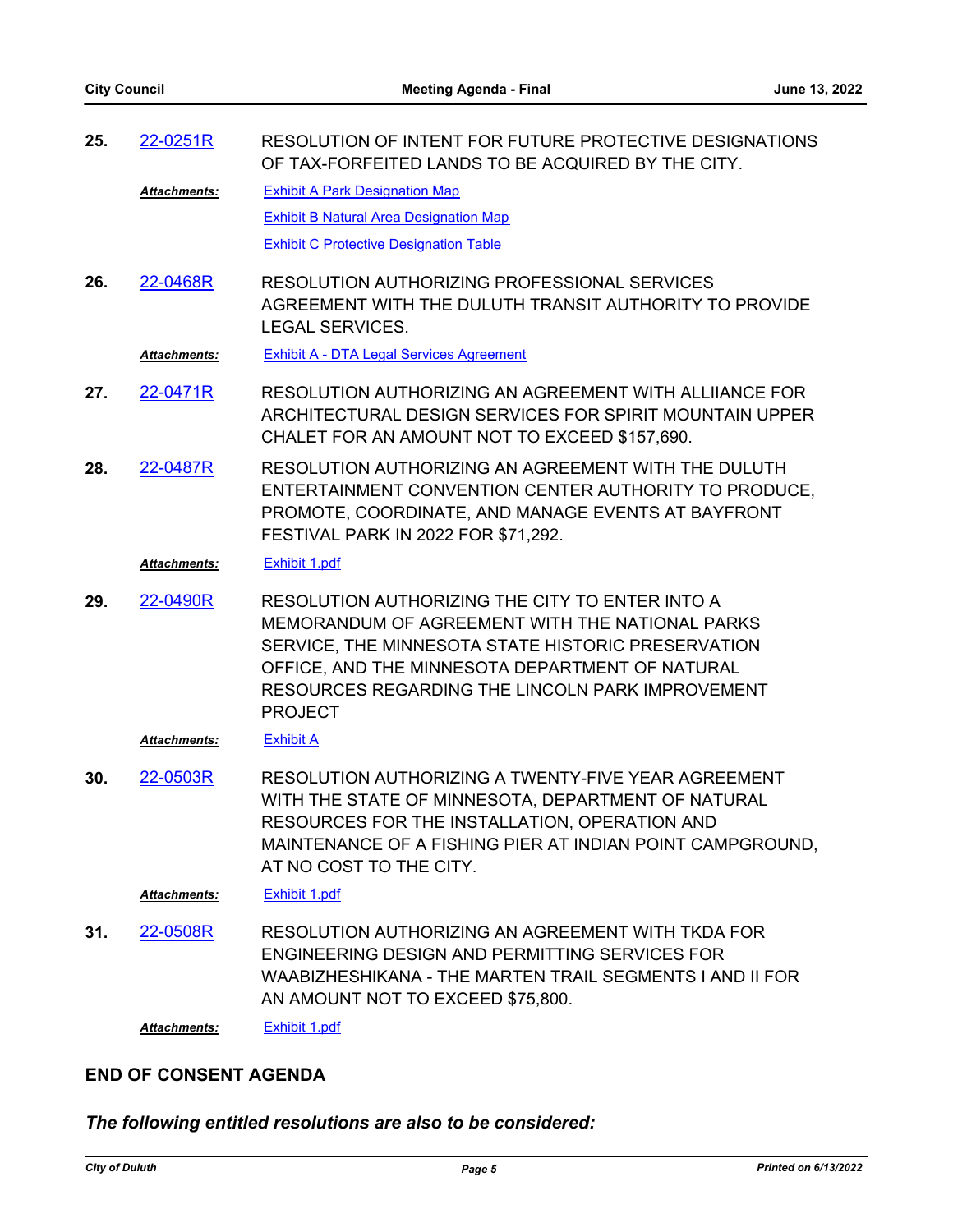**25.** 22-0251R RESOLUTION OF INTENT FOR FUTURE PROTECTIVE DESIGNATIONS OF TAX-FORFEITED LANDS TO BE ACQUIRED BY THE CITY.

***Attachments:*** Exhibit A Park Designation Map
Exhibit B Natural Area Designation Map
Exhibit C Protective Designation Table

**26.** 22-0468R RESOLUTION AUTHORIZING PROFESSIONAL SERVICES AGREEMENT WITH THE DULUTH TRANSIT AUTHORITY TO PROVIDE LEGAL SERVICES.

***Attachments:*** Exhibit A - DTA Legal Services Agreement

**27.** 22-0471R RESOLUTION AUTHORIZING AN AGREEMENT WITH ALLIIANCE FOR ARCHITECTURAL DESIGN SERVICES FOR SPIRIT MOUNTAIN UPPER CHALET FOR AN AMOUNT NOT TO EXCEED $157,690.

**28.** 22-0487R RESOLUTION AUTHORIZING AN AGREEMENT WITH THE DULUTH ENTERTAINMENT CONVENTION CENTER AUTHORITY TO PRODUCE, PROMOTE, COORDINATE, AND MANAGE EVENTS AT BAYFRONT FESTIVAL PARK IN 2022 FOR $71,292.

***Attachments:*** Exhibit 1.pdf

**29.** 22-0490R RESOLUTION AUTHORIZING THE CITY TO ENTER INTO A MEMORANDUM OF AGREEMENT WITH THE NATIONAL PARKS SERVICE, THE MINNESOTA STATE HISTORIC PRESERVATION OFFICE, AND THE MINNESOTA DEPARTMENT OF NATURAL RESOURCES REGARDING THE LINCOLN PARK IMPROVEMENT PROJECT

***Attachments:*** Exhibit A

**30.** 22-0503R RESOLUTION AUTHORIZING A TWENTY-FIVE YEAR AGREEMENT WITH THE STATE OF MINNESOTA, DEPARTMENT OF NATURAL RESOURCES FOR THE INSTALLATION, OPERATION AND MAINTENANCE OF A FISHING PIER AT INDIAN POINT CAMPGROUND, AT NO COST TO THE CITY.

***Attachments:*** Exhibit 1.pdf

**31.** 22-0508R RESOLUTION AUTHORIZING AN AGREEMENT WITH TKDA FOR ENGINEERING DESIGN AND PERMITTING SERVICES FOR WAABIZHESHIKANA - THE MARTEN TRAIL SEGMENTS I AND II FOR AN AMOUNT NOT TO EXCEED $75,800.

***Attachments:*** Exhibit 1.pdf

**END OF CONSENT AGENDA**

***The following entitled resolutions are also to be considered:***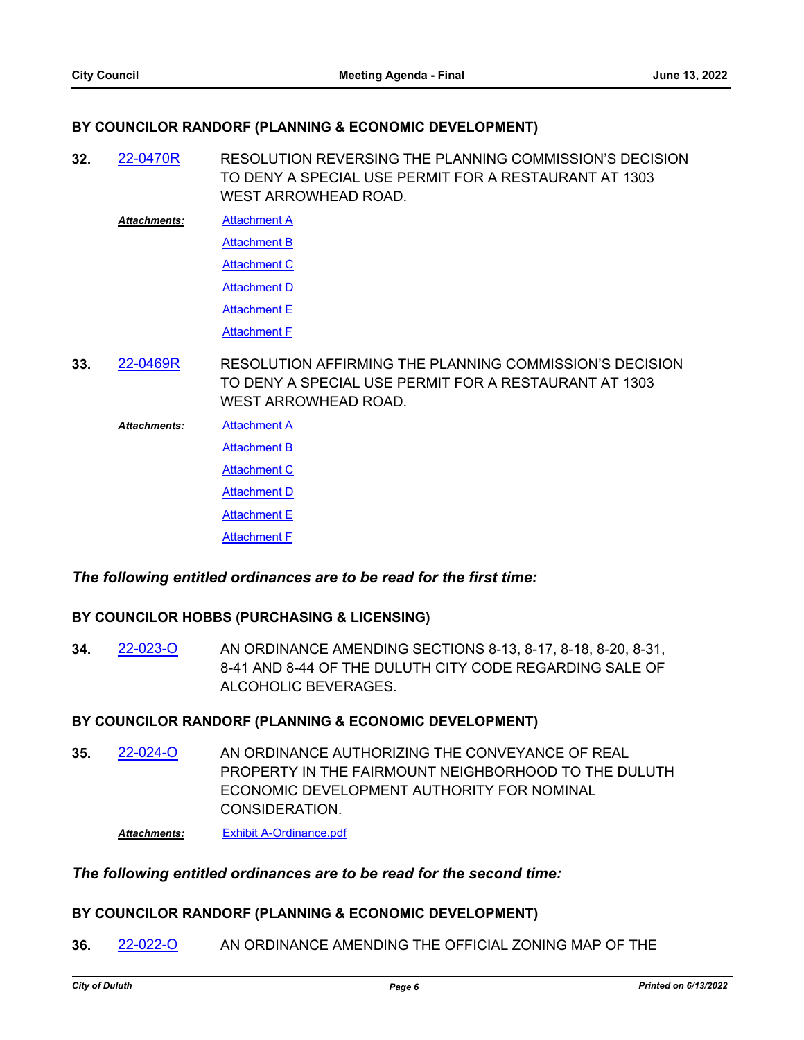**BY COUNCILOR RANDORF (PLANNING & ECONOMIC DEVELOPMENT)**

**32.** 22-0470R RESOLUTION REVERSING THE PLANNING COMMISSION'S DECISION TO DENY A SPECIAL USE PERMIT FOR A RESTAURANT AT 1303 WEST ARROWHEAD ROAD.

***Attachments:*** Attachment A
Attachment B
Attachment C
Attachment D
Attachment E
Attachment F

**33.** 22-0469R RESOLUTION AFFIRMING THE PLANNING COMMISSION'S DECISION TO DENY A SPECIAL USE PERMIT FOR A RESTAURANT AT 1303 WEST ARROWHEAD ROAD.

***Attachments:*** Attachment A
Attachment B
Attachment C
Attachment D
Attachment E
Attachment F

***The following entitled ordinances are to be read for the first time:***

**BY COUNCILOR HOBBS (PURCHASING & LICENSING)**

**34.** 22-023-O AN ORDINANCE AMENDING SECTIONS 8-13, 8-17, 8-18, 8-20, 8-31, 8-41 AND 8-44 OF THE DULUTH CITY CODE REGARDING SALE OF ALCOHOLIC BEVERAGES.

**BY COUNCILOR RANDORF (PLANNING & ECONOMIC DEVELOPMENT)**

**35.** 22-024-O AN ORDINANCE AUTHORIZING THE CONVEYANCE OF REAL PROPERTY IN THE FAIRMOUNT NEIGHBORHOOD TO THE DULUTH ECONOMIC DEVELOPMENT AUTHORITY FOR NOMINAL CONSIDERATION.

***Attachments:*** Exhibit A-Ordinance.pdf

***The following entitled ordinances are to be read for the second time:***

**BY COUNCILOR RANDORF (PLANNING & ECONOMIC DEVELOPMENT)**

**36.** 22-022-O AN ORDINANCE AMENDING THE OFFICIAL ZONING MAP OF THE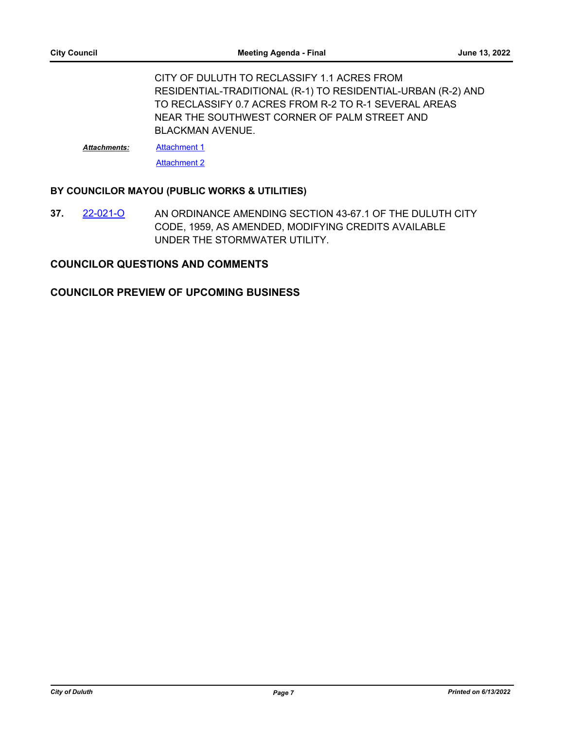CITY OF DULUTH TO RECLASSIFY 1.1 ACRES FROM RESIDENTIAL-TRADITIONAL (R-1) TO RESIDENTIAL-URBAN (R-2) AND TO RECLASSIFY 0.7 ACRES FROM R-2 TO R-1 SEVERAL AREAS NEAR THE SOUTHWEST CORNER OF PALM STREET AND BLACKMAN AVENUE.

***Attachments:*** Attachment 1
Attachment 2

### BY COUNCILOR MAYOU (PUBLIC WORKS & UTILITIES)

**37.** 22-021-O AN ORDINANCE AMENDING SECTION 43-67.1 OF THE DULUTH CITY CODE, 1959, AS AMENDED, MODIFYING CREDITS AVAILABLE UNDER THE STORMWATER UTILITY.

### COUNCILOR QUESTIONS AND COMMENTS

### COUNCILOR PREVIEW OF UPCOMING BUSINESS